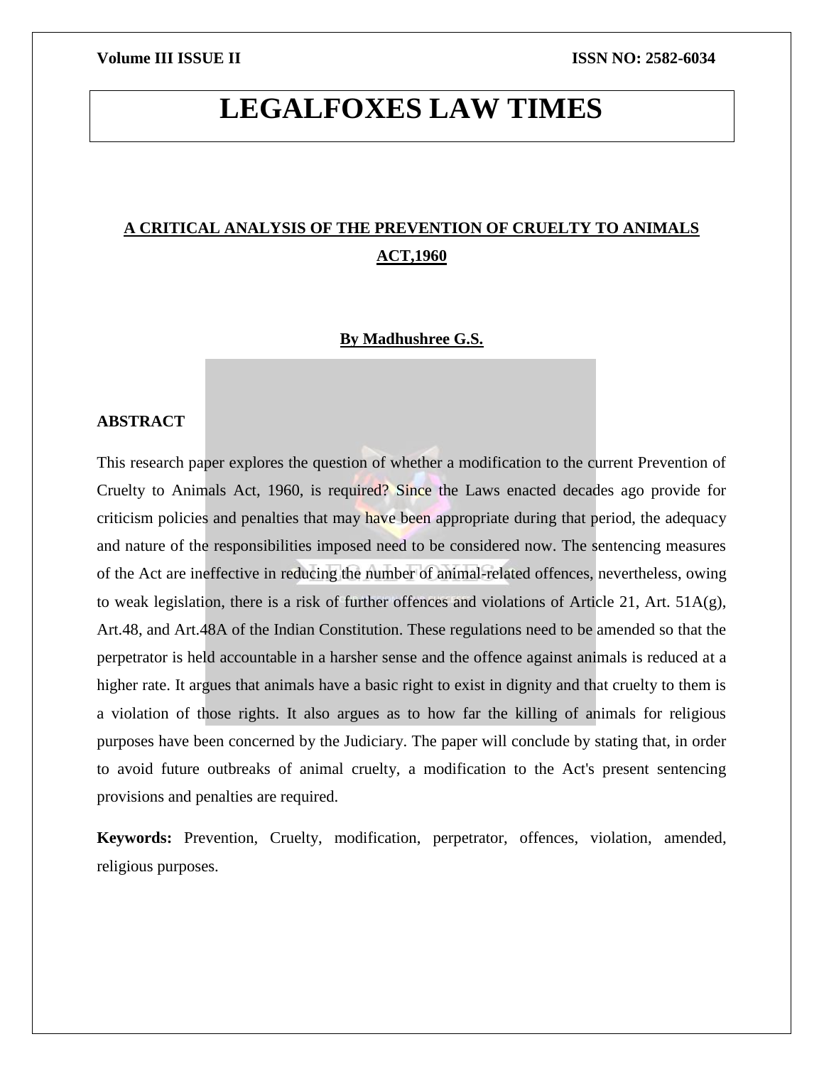# A CRITICAL ANALYSIS OF THE PREVENTION OF CRUELTY TO ANIMALS ACT,1960

**By Madhushree G.S.**

## ABSTRACT

This research paper explores the question of whether a modification to the current Prevention of Cruelty to Animals Act, 1960, is required? Since the Laws enacted decades ago provide for criticism policies and penalties that may have been appropriate during that period, the adequacy and nature of the responsibilities imposed need to be considered now. The sentencing measures of the Act are ineffective in reducing the number of animal-related offences, nevertheless, owing to weak legislation, there is a risk of further offences and violations of Article 21, Art. 51A(g), Art.48, and Art.48A of the Indian Constitution. These regulations need to be amended so that the perpetrator is held accountable in a harsher sense and the offence against animals is reduced at a higher rate. It argues that animals have a basic right to exist in dignity and that cruelty to them is a violation of those rights. It also argues as to how far the killing of animals for religious purposes have been concerned by the Judiciary. The paper will conclude by stating that, in order to avoid future outbreaks of animal cruelty, a modification to the Act's present sentencing provisions and penalties are required.

**Keywords:** Prevention, Cruelty, modification, perpetrator, offences, violation, amended, religious purposes.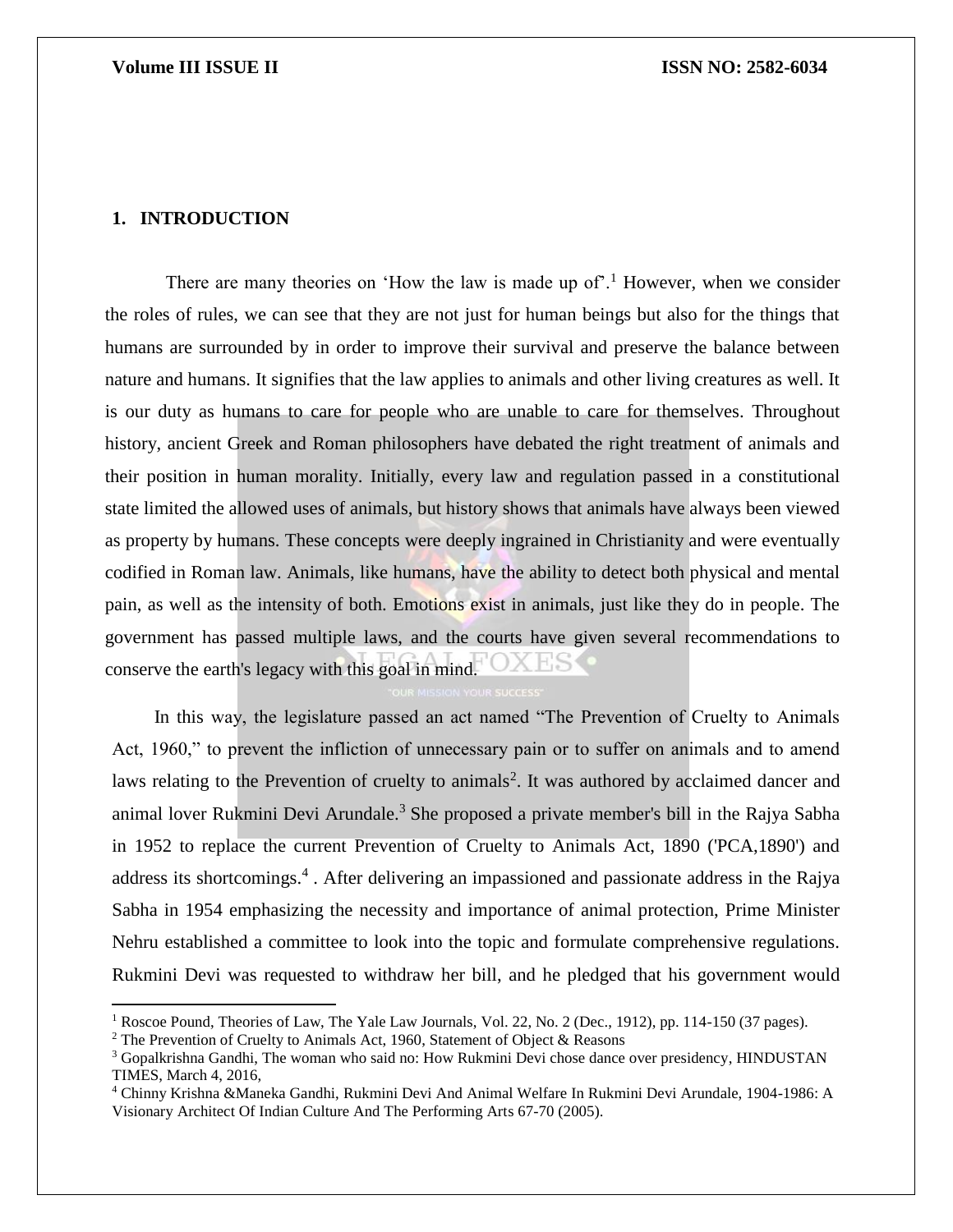## 1. INTRODUCTION

There are many theories on 'How the law is made up of'.[1] However, when we consider the roles of rules, we can see that they are not just for human beings but also for the things that humans are surrounded by in order to improve their survival and preserve the balance between nature and humans. It signifies that the law applies to animals and other living creatures as well. It is our duty as humans to care for people who are unable to care for themselves. Throughout history, ancient Greek and Roman philosophers have debated the right treatment of animals and their position in human morality. Initially, every law and regulation passed in a constitutional state limited the allowed uses of animals, but history shows that animals have always been viewed as property by humans. These concepts were deeply ingrained in Christianity and were eventually codified in Roman law. Animals, like humans, have the ability to detect both physical and mental pain, as well as the intensity of both. Emotions exist in animals, just like they do in people. The government has passed multiple laws, and the courts have given several recommendations to conserve the earth's legacy with this goal in mind.

In this way, the legislature passed an act named "The Prevention of Cruelty to Animals Act, 1960," to prevent the infliction of unnecessary pain or to suffer on animals and to amend laws relating to the Prevention of cruelty to animals[2]. It was authored by acclaimed dancer and animal lover Rukmini Devi Arundale.[3] She proposed a private member's bill in the Rajya Sabha in 1952 to replace the current Prevention of Cruelty to Animals Act, 1890 ('PCA,1890') and address its shortcomings.[4] . After delivering an impassioned and passionate address in the Rajya Sabha in 1954 emphasizing the necessity and importance of animal protection, Prime Minister Nehru established a committee to look into the topic and formulate comprehensive regulations. Rukmini Devi was requested to withdraw her bill, and he pledged that his government would

---

[1] Roscoe Pound, Theories of Law, The Yale Law Journals, Vol. 22, No. 2 (Dec., 1912), pp. 114-150 (37 pages).

[2] The Prevention of Cruelty to Animals Act, 1960, Statement of Object & Reasons

[3] Gopalkrishna Gandhi, The woman who said no: How Rukmini Devi chose dance over presidency, HINDUSTAN TIMES, March 4, 2016,

[4] Chinny Krishna &Maneka Gandhi, Rukmini Devi And Animal Welfare In Rukmini Devi Arundale, 1904-1986: A Visionary Architect Of Indian Culture And The Performing Arts 67-70 (2005).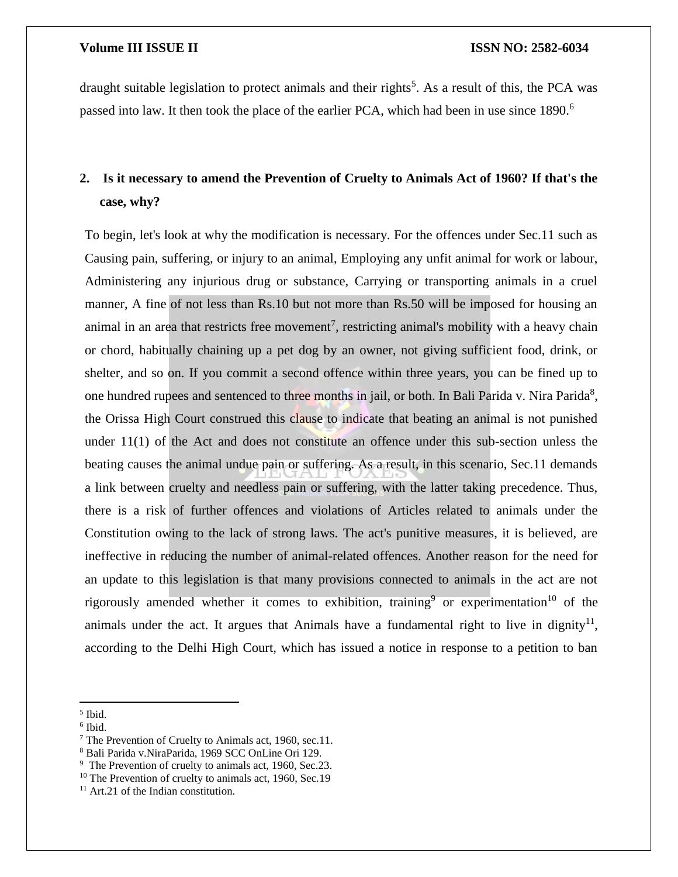draught suitable legislation to protect animals and their rights[5]. As a result of this, the PCA was passed into law. It then took the place of the earlier PCA, which had been in use since 1890.[6]

## 2. Is it necessary to amend the Prevention of Cruelty to Animals Act of 1960? If that's the case, why?

To begin, let's look at why the modification is necessary. For the offences under Sec.11 such as Causing pain, suffering, or injury to an animal, Employing any unfit animal for work or labour, Administering any injurious drug or substance, Carrying or transporting animals in a cruel manner, A fine of not less than Rs.10 but not more than Rs.50 will be imposed for housing an animal in an area that restricts free movement[7], restricting animal's mobility with a heavy chain or chord, habitually chaining up a pet dog by an owner, not giving sufficient food, drink, or shelter, and so on. If you commit a second offence within three years, you can be fined up to one hundred rupees and sentenced to three months in jail, or both. In Bali Parida v. Nira Parida[8], the Orissa High Court construed this clause to indicate that beating an animal is not punished under 11(1) of the Act and does not constitute an offence under this sub-section unless the beating causes the animal undue pain or suffering. As a result, in this scenario, Sec.11 demands a link between cruelty and needless pain or suffering, with the latter taking precedence. Thus, there is a risk of further offences and violations of Articles related to animals under the Constitution owing to the lack of strong laws. The act's punitive measures, it is believed, are ineffective in reducing the number of animal-related offences. Another reason for the need for an update to this legislation is that many provisions connected to animals in the act are not rigorously amended whether it comes to exhibition, training[9] or experimentation[10] of the animals under the act. It argues that Animals have a fundamental right to live in dignity[11], according to the Delhi High Court, which has issued a notice in response to a petition to ban

---

[5] Ibid.

[6] Ibid.

[7] The Prevention of Cruelty to Animals act, 1960, sec.11.

[8] Bali Parida v.NiraParida, 1969 SCC OnLine Ori 129.

[9] The Prevention of cruelty to animals act, 1960, Sec.23.

[10] The Prevention of cruelty to animals act, 1960, Sec.19

[11] Art.21 of the Indian constitution.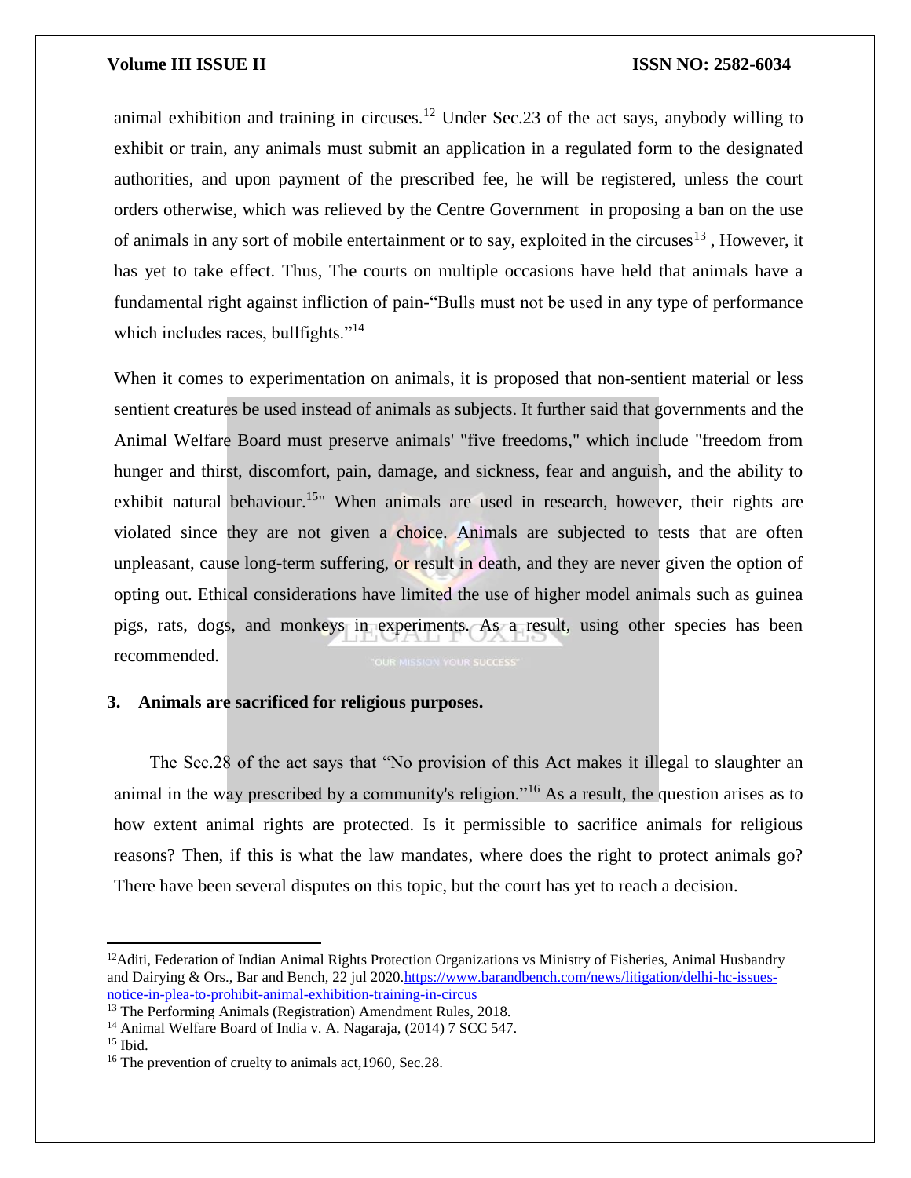animal exhibition and training in circuses.[12] Under Sec.23 of the act says, anybody willing to exhibit or train, any animals must submit an application in a regulated form to the designated authorities, and upon payment of the prescribed fee, he will be registered, unless the court orders otherwise, which was relieved by the Centre Government in proposing a ban on the use of animals in any sort of mobile entertainment or to say, exploited in the circuses[13] , However, it has yet to take effect. Thus, The courts on multiple occasions have held that animals have a fundamental right against infliction of pain-"Bulls must not be used in any type of performance which includes races, bullfights."[14]

When it comes to experimentation on animals, it is proposed that non-sentient material or less sentient creatures be used instead of animals as subjects. It further said that governments and the Animal Welfare Board must preserve animals' "five freedoms," which include "freedom from hunger and thirst, discomfort, pain, damage, and sickness, fear and anguish, and the ability to exhibit natural behaviour.[15]" When animals are used in research, however, their rights are violated since they are not given a choice. Animals are subjected to tests that are often unpleasant, cause long-term suffering, or result in death, and they are never given the option of opting out. Ethical considerations have limited the use of higher model animals such as guinea pigs, rats, dogs, and monkeys in experiments. As a result, using other species has been recommended.

### 3. Animals are sacrificed for religious purposes.

The Sec.28 of the act says that "No provision of this Act makes it illegal to slaughter an animal in the way prescribed by a community's religion."[16] As a result, the question arises as to how extent animal rights are protected. Is it permissible to sacrifice animals for religious reasons? Then, if this is what the law mandates, where does the right to protect animals go? There have been several disputes on this topic, but the court has yet to reach a decision.

---

[12] Aditi, Federation of Indian Animal Rights Protection Organizations vs Ministry of Fisheries, Animal Husbandry and Dairying & Ors., Bar and Bench, 22 jul 2020.https://www.barandbench.com/news/litigation/delhi-hc-issues-notice-in-plea-to-prohibit-animal-exhibition-training-in-circus

[13] The Performing Animals (Registration) Amendment Rules, 2018.

[14] Animal Welfare Board of India v. A. Nagaraja, (2014) 7 SCC 547.

[15] Ibid.

[16] The prevention of cruelty to animals act,1960, Sec.28.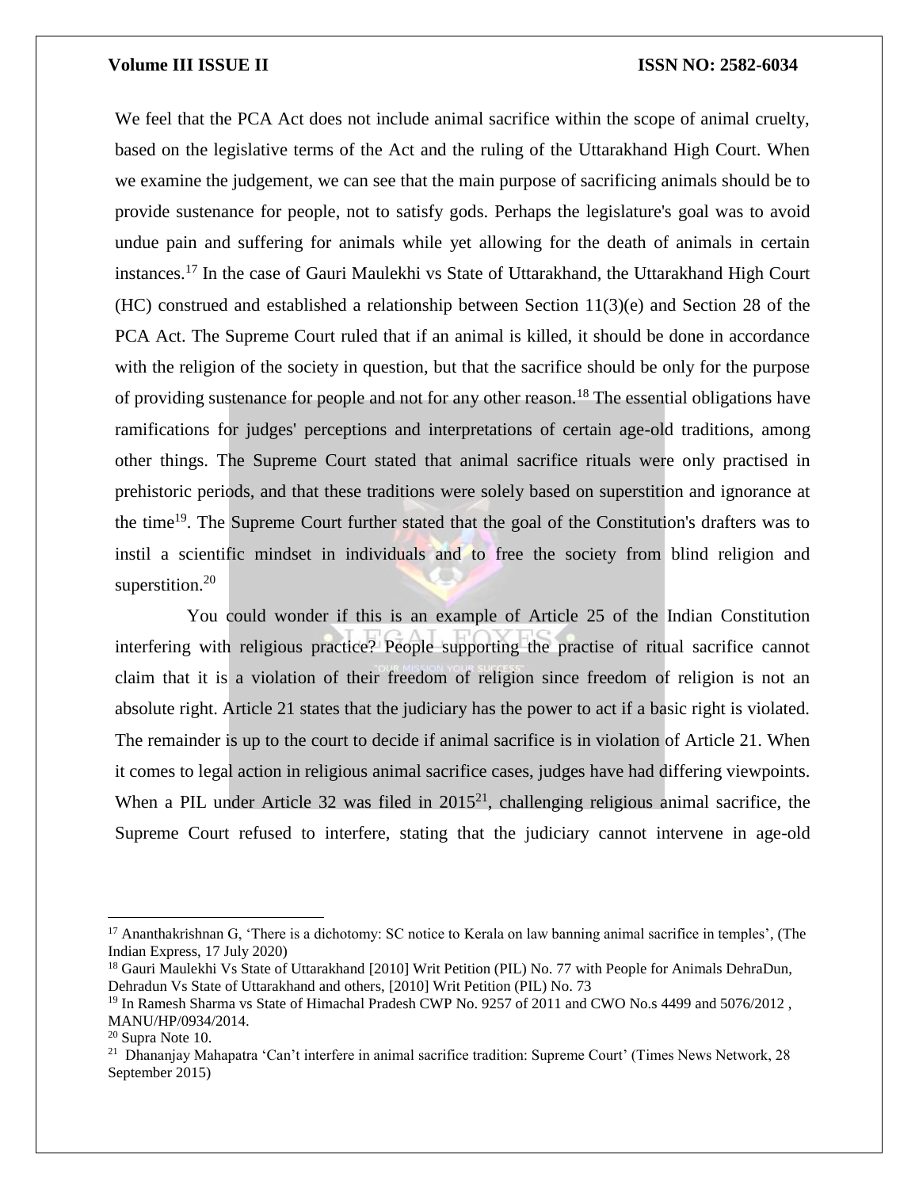We feel that the PCA Act does not include animal sacrifice within the scope of animal cruelty, based on the legislative terms of the Act and the ruling of the Uttarakhand High Court. When we examine the judgement, we can see that the main purpose of sacrificing animals should be to provide sustenance for people, not to satisfy gods. Perhaps the legislature's goal was to avoid undue pain and suffering for animals while yet allowing for the death of animals in certain instances.[17] In the case of Gauri Maulekhi vs State of Uttarakhand, the Uttarakhand High Court (HC) construed and established a relationship between Section 11(3)(e) and Section 28 of the PCA Act. The Supreme Court ruled that if an animal is killed, it should be done in accordance with the religion of the society in question, but that the sacrifice should be only for the purpose of providing sustenance for people and not for any other reason.[18] The essential obligations have ramifications for judges' perceptions and interpretations of certain age-old traditions, among other things. The Supreme Court stated that animal sacrifice rituals were only practised in prehistoric periods, and that these traditions were solely based on superstition and ignorance at the time[19]. The Supreme Court further stated that the goal of the Constitution's drafters was to instil a scientific mindset in individuals and to free the society from blind religion and superstition.[20]

You could wonder if this is an example of Article 25 of the Indian Constitution interfering with religious practice? People supporting the practise of ritual sacrifice cannot claim that it is a violation of their freedom of religion since freedom of religion is not an absolute right. Article 21 states that the judiciary has the power to act if a basic right is violated. The remainder is up to the court to decide if animal sacrifice is in violation of Article 21. When it comes to legal action in religious animal sacrifice cases, judges have had differing viewpoints. When a PIL under Article 32 was filed in 2015[21], challenging religious animal sacrifice, the Supreme Court refused to interfere, stating that the judiciary cannot intervene in age-old

---

[17] Ananthakrishnan G, 'There is a dichotomy: SC notice to Kerala on law banning animal sacrifice in temples', (The Indian Express, 17 July 2020)

[18] Gauri Maulekhi Vs State of Uttarakhand [2010] Writ Petition (PIL) No. 77 with People for Animals DehraDun, Dehradun Vs State of Uttarakhand and others, [2010] Writ Petition (PIL) No. 73

[19] In Ramesh Sharma vs State of Himachal Pradesh CWP No. 9257 of 2011 and CWO No.s 4499 and 5076/2012 , MANU/HP/0934/2014.

[20] Supra Note 10.

[21] Dhananjay Mahapatra 'Can't interfere in animal sacrifice tradition: Supreme Court' (Times News Network, 28 September 2015)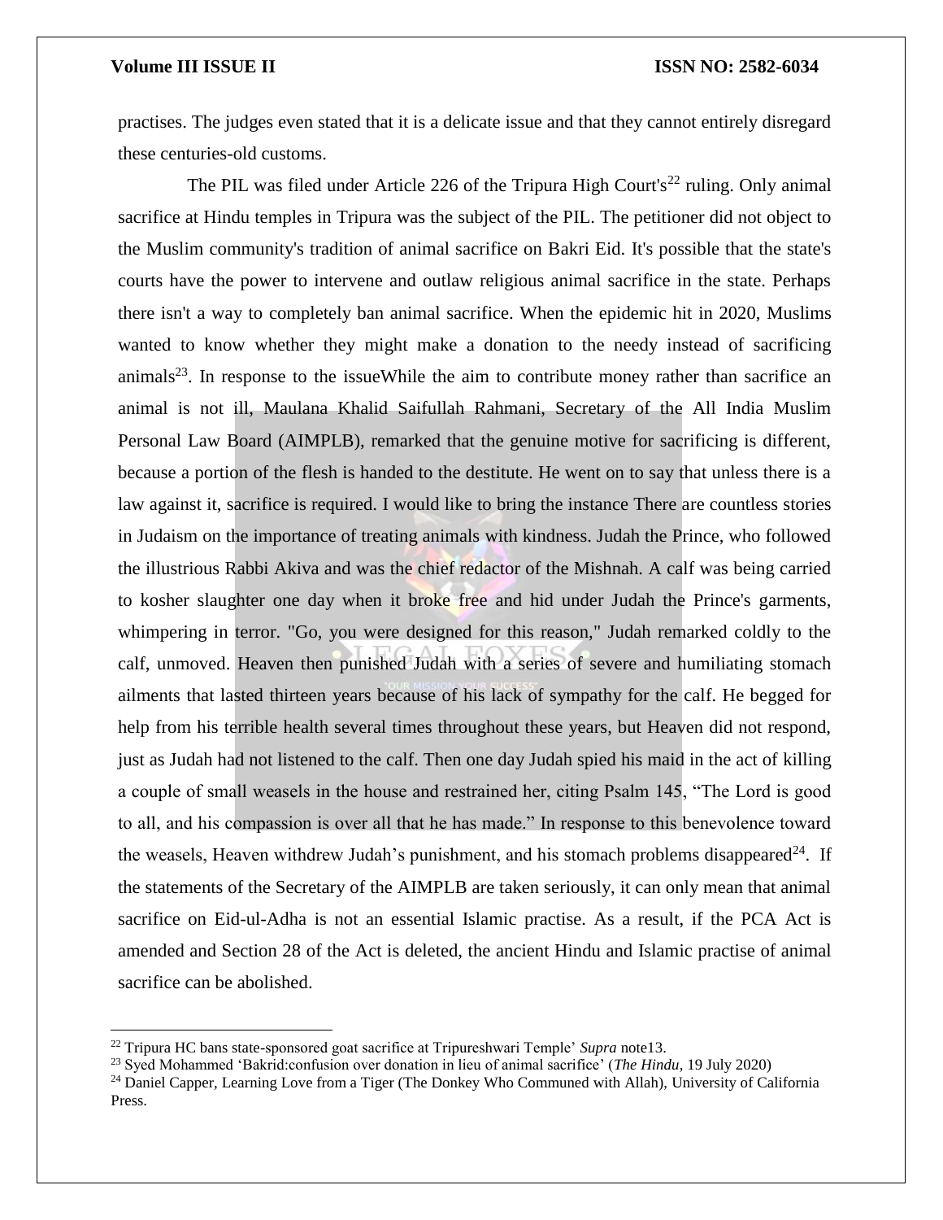practises. The judges even stated that it is a delicate issue and that they cannot entirely disregard these centuries-old customs.

The PIL was filed under Article 226 of the Tripura High Court's[22] ruling. Only animal sacrifice at Hindu temples in Tripura was the subject of the PIL. The petitioner did not object to the Muslim community's tradition of animal sacrifice on Bakri Eid. It's possible that the state's courts have the power to intervene and outlaw religious animal sacrifice in the state. Perhaps there isn't a way to completely ban animal sacrifice. When the epidemic hit in 2020, Muslims wanted to know whether they might make a donation to the needy instead of sacrificing animals[23]. In response to the issueWhile the aim to contribute money rather than sacrifice an animal is not ill, Maulana Khalid Saifullah Rahmani, Secretary of the All India Muslim Personal Law Board (AIMPLB), remarked that the genuine motive for sacrificing is different, because a portion of the flesh is handed to the destitute. He went on to say that unless there is a law against it, sacrifice is required. I would like to bring the instance There are countless stories in Judaism on the importance of treating animals with kindness. Judah the Prince, who followed the illustrious Rabbi Akiva and was the chief redactor of the Mishnah. A calf was being carried to kosher slaughter one day when it broke free and hid under Judah the Prince's garments, whimpering in terror. "Go, you were designed for this reason," Judah remarked coldly to the calf, unmoved. Heaven then punished Judah with a series of severe and humiliating stomach ailments that lasted thirteen years because of his lack of sympathy for the calf. He begged for help from his terrible health several times throughout these years, but Heaven did not respond, just as Judah had not listened to the calf. Then one day Judah spied his maid in the act of killing a couple of small weasels in the house and restrained her, citing Psalm 145, "The Lord is good to all, and his compassion is over all that he has made." In response to this benevolence toward the weasels, Heaven withdrew Judah's punishment, and his stomach problems disappeared[24]. If the statements of the Secretary of the AIMPLB are taken seriously, it can only mean that animal sacrifice on Eid-ul-Adha is not an essential Islamic practise. As a result, if the PCA Act is amended and Section 28 of the Act is deleted, the ancient Hindu and Islamic practise of animal sacrifice can be abolished.

---

[22] Tripura HC bans state-sponsored goat sacrifice at Tripureshwari Temple' *Supra* note13.

[23] Syed Mohammed 'Bakrid:confusion over donation in lieu of animal sacrifice' (*The Hindu*, 19 July 2020)

[24] Daniel Capper, Learning Love from a Tiger (The Donkey Who Communed with Allah), University of California Press.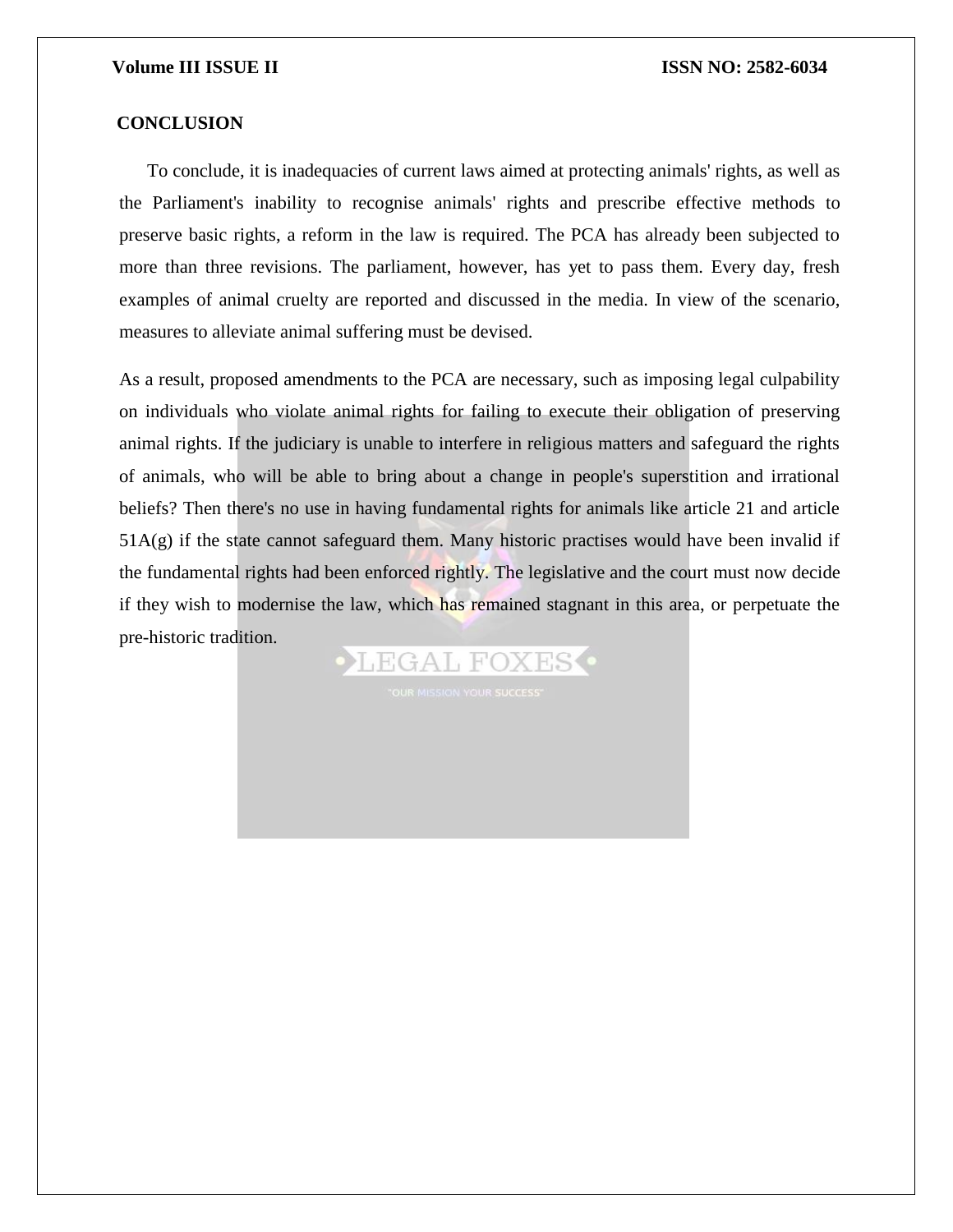## CONCLUSION

To conclude, it is inadequacies of current laws aimed at protecting animals' rights, as well as the Parliament's inability to recognise animals' rights and prescribe effective methods to preserve basic rights, a reform in the law is required. The PCA has already been subjected to more than three revisions. The parliament, however, has yet to pass them. Every day, fresh examples of animal cruelty are reported and discussed in the media. In view of the scenario, measures to alleviate animal suffering must be devised.

As a result, proposed amendments to the PCA are necessary, such as imposing legal culpability on individuals who violate animal rights for failing to execute their obligation of preserving animal rights. If the judiciary is unable to interfere in religious matters and safeguard the rights of animals, who will be able to bring about a change in people's superstition and irrational beliefs? Then there's no use in having fundamental rights for animals like article 21 and article 51A(g) if the state cannot safeguard them. Many historic practises would have been invalid if the fundamental rights had been enforced rightly. The legislative and the court must now decide if they wish to modernise the law, which has remained stagnant in this area, or perpetuate the pre-historic tradition.